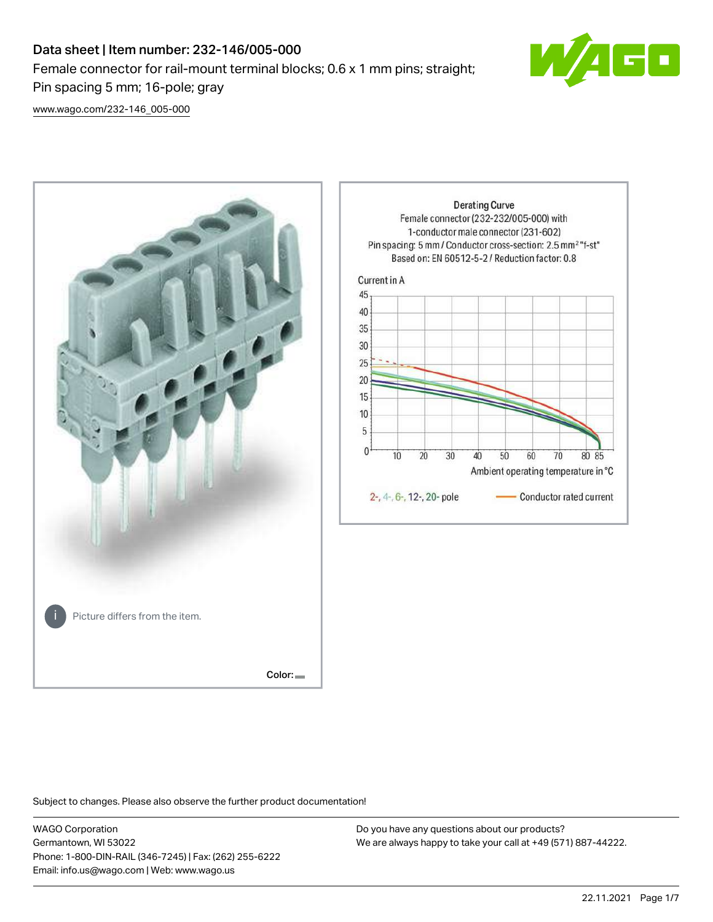# Data sheet | Item number: 232-146/005-000

Female connector for rail-mount terminal blocks; 0.6 x 1 mm pins; straight; Pin spacing 5 mm; 16-pole; gray

www.wago.com/232-146_005-000

Picture differs from the item.

Color:

Derating Curve
Female connector (232-232/005-000) with 1-conductor male connector (231-602)
Pin spacing: 5 mm / Conductor cross-section: 2.5 mm² "f-st"
Based on: EN 60512-5-2 / Reduction factor: 0.8

Current in A

Ambient operating temperature in °C

2-, 4-, 6-, 12-, 20- pole — Conductor rated current

Subject to changes. Please also observe the further product documentation!

WAGO Corporation
Germantown, WI 53022
Phone: 1-800-DIN-RAIL (346-7245) | Fax: (262) 255-6222
Email: info.us@wago.com | Web: www.wago.us

Do you have any questions about our products?
We are always happy to take your call at +49 (571) 887-44222.

22.11.2021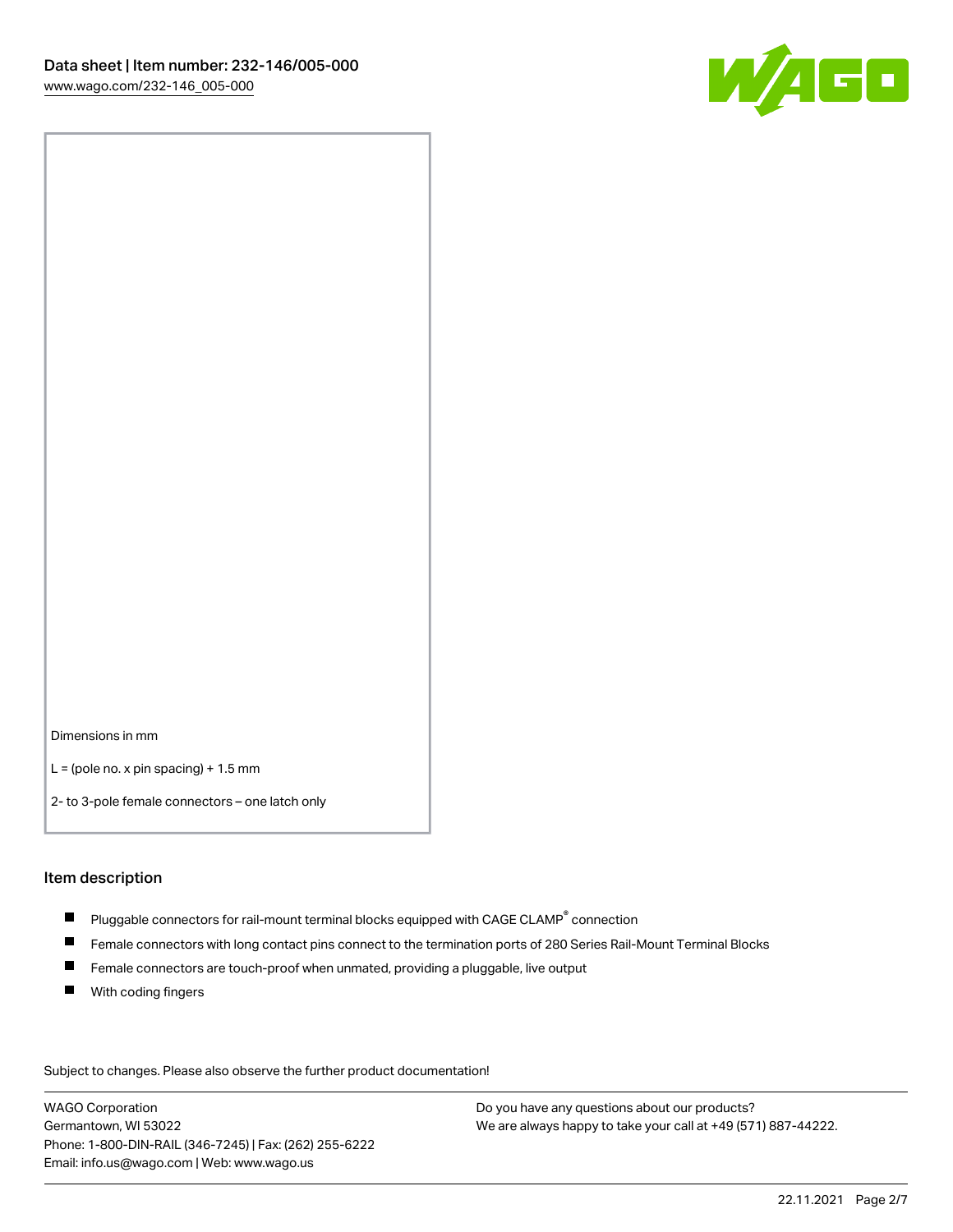Dimensions in mm

L = (pole no. x pin spacing) + 1.5 mm

2- to 3-pole female connectors – one latch only

## Item description

- Pluggable connectors for rail-mount terminal blocks equipped with CAGE CLAMP® connection
- Female connectors with long contact pins connect to the termination ports of 280 Series Rail-Mount Terminal Blocks
- Female connectors are touch-proof when unmated, providing a pluggable, live output
- With coding fingers

Subject to changes. Please also observe the further product documentation!

WAGO Corporation
Germantown, WI 53022
Phone: 1-800-DIN-RAIL (346-7245) | Fax: (262) 255-6222
Email: info.us@wago.com | Web: www.wago.us

Do you have any questions about our products?
We are always happy to take your call at +49 (571) 887-44222.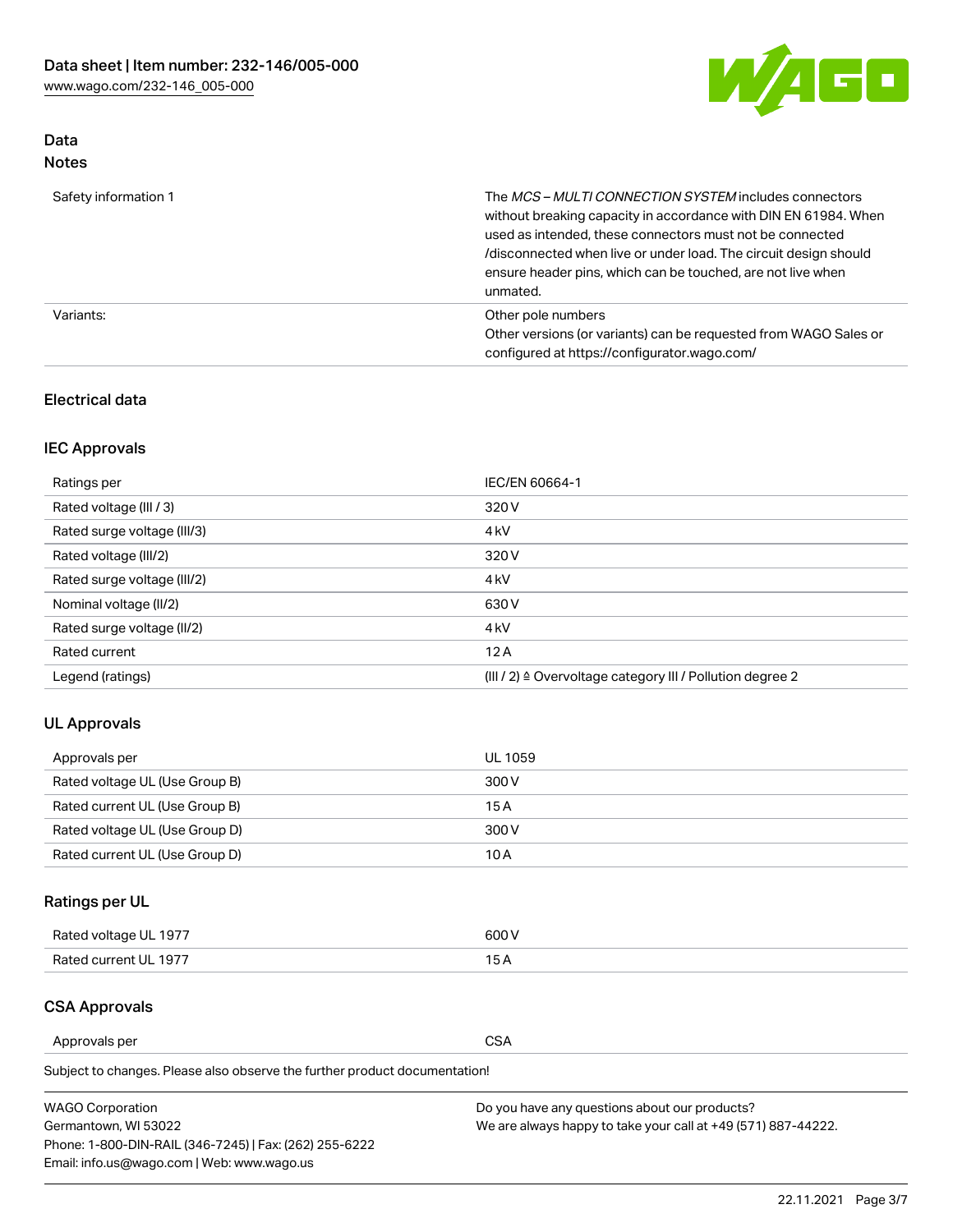## Data

### Notes

| | |
|---|---|
| Safety information 1 | The *MCS – MULTI CONNECTION SYSTEM* includes connectors without breaking capacity in accordance with DIN EN 61984. When used as intended, these connectors must not be connected /disconnected when live or under load. The circuit design should ensure header pins, which can be touched, are not live when unmated. |
| Variants: | Other pole numbers<br>Other versions (or variants) can be requested from WAGO Sales or configured at https://configurator.wago.com/ |

### Electrical data

### IEC Approvals

| | |
|---|---|
| Ratings per | IEC/EN 60664-1 |
| Rated voltage (III / 3) | 320 V |
| Rated surge voltage (III/3) | 4 kV |
| Rated voltage (III/2) | 320 V |
| Rated surge voltage (III/2) | 4 kV |
| Nominal voltage (II/2) | 630 V |
| Rated surge voltage (II/2) | 4 kV |
| Rated current | 12 A |
| Legend (ratings) | (III / 2) ≙ Overvoltage category III / Pollution degree 2 |

### UL Approvals

| | |
|---|---|
| Approvals per | UL 1059 |
| Rated voltage UL (Use Group B) | 300 V |
| Rated current UL (Use Group B) | 15 A |
| Rated voltage UL (Use Group D) | 300 V |
| Rated current UL (Use Group D) | 10 A |

### Ratings per UL

| | |
|---|---|
| Rated voltage UL 1977 | 600 V |
| Rated current UL 1977 | 15 A |

### CSA Approvals

| | |
|---|---|
| Approvals per | CSA |

Subject to changes. Please also observe the further product documentation!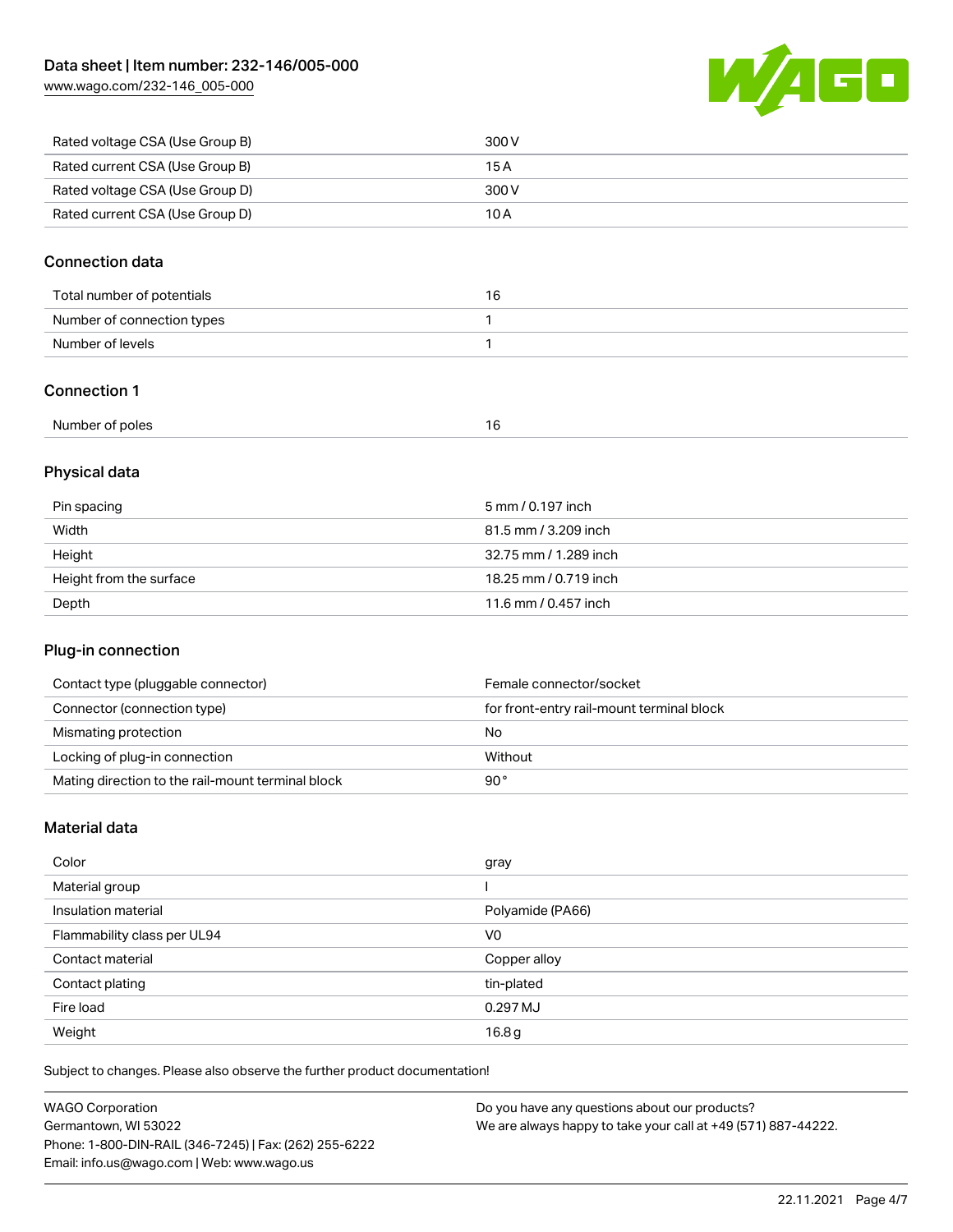| | |
|---|---|
| Rated voltage CSA (Use Group B) | 300 V |
| Rated current CSA (Use Group B) | 15 A |
| Rated voltage CSA (Use Group D) | 300 V |
| Rated current CSA (Use Group D) | 10 A |

## Connection data

| | |
|---|---|
| Total number of potentials | 16 |
| Number of connection types | 1 |
| Number of levels | 1 |

## Connection 1

| | |
|---|---|
| Number of poles | 16 |

## Physical data

| | |
|---|---|
| Pin spacing | 5 mm / 0.197 inch |
| Width | 81.5 mm / 3.209 inch |
| Height | 32.75 mm / 1.289 inch |
| Height from the surface | 18.25 mm / 0.719 inch |
| Depth | 11.6 mm / 0.457 inch |

## Plug-in connection

| | |
|---|---|
| Contact type (pluggable connector) | Female connector/socket |
| Connector (connection type) | for front-entry rail-mount terminal block |
| Mismating protection | No |
| Locking of plug-in connection | Without |
| Mating direction to the rail-mount terminal block | 90 ° |

## Material data

| | |
|---|---|
| Color | gray |
| Material group | I |
| Insulation material | Polyamide (PA66) |
| Flammability class per UL94 | V0 |
| Contact material | Copper alloy |
| Contact plating | tin-plated |
| Fire load | 0.297 MJ |
| Weight | 16.8 g |

Subject to changes. Please also observe the further product documentation!

WAGO Corporation
Germantown, WI 53022
Phone: 1-800-DIN-RAIL (346-7245) | Fax: (262) 255-6222
Email: info.us@wago.com | Web: www.wago.us

Do you have any questions about our products?
We are always happy to take your call at +49 (571) 887-44222.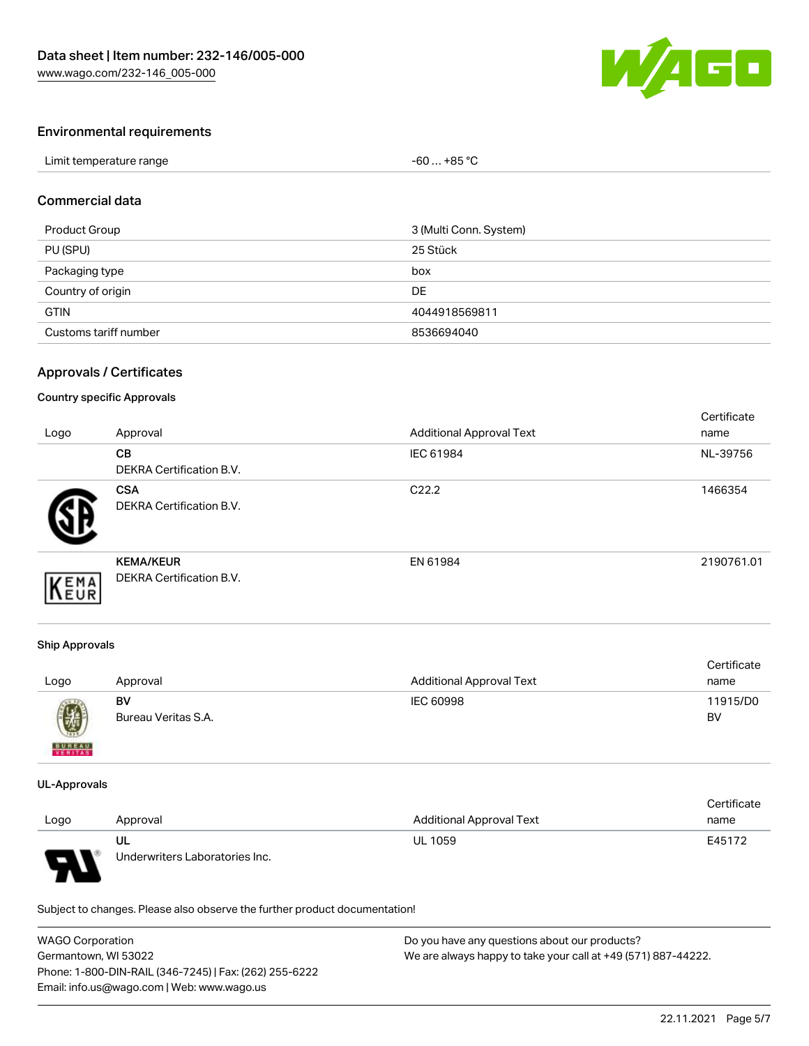## Environmental requirements

| Limit temperature range | -60 … +85 °C |
|---|---|

## Commercial data

| Product Group | 3 (Multi Conn. System) |
|---|---|
| PU (SPU) | 25 Stück |
| Packaging type | box |
| Country of origin | DE |
| GTIN | 4044918569811 |
| Customs tariff number | 8536694040 |

## Approvals / Certificates

### Country specific Approvals

| Logo | Approval | Additional Approval Text | Certificate name |
|---|---|---|---|
| | **CB**<br>DEKRA Certification B.V. | IEC 61984 | NL-39756 |
| | **CSA**<br>DEKRA Certification B.V. | C22.2 | 1466354 |
| | **KEMA/KEUR**<br>DEKRA Certification B.V. | EN 61984 | 2190761.01 |

### Ship Approvals

| Logo | Approval | Additional Approval Text | Certificate name |
|---|---|---|---|
| | **BV**<br>Bureau Veritas S.A. | IEC 60998 | 11915/D0 BV |

### UL-Approvals

| Logo | Approval | Additional Approval Text | Certificate name |
|---|---|---|---|
| | **UL**<br>Underwriters Laboratories Inc. | UL 1059 | E45172 |

Subject to changes. Please also observe the further product documentation!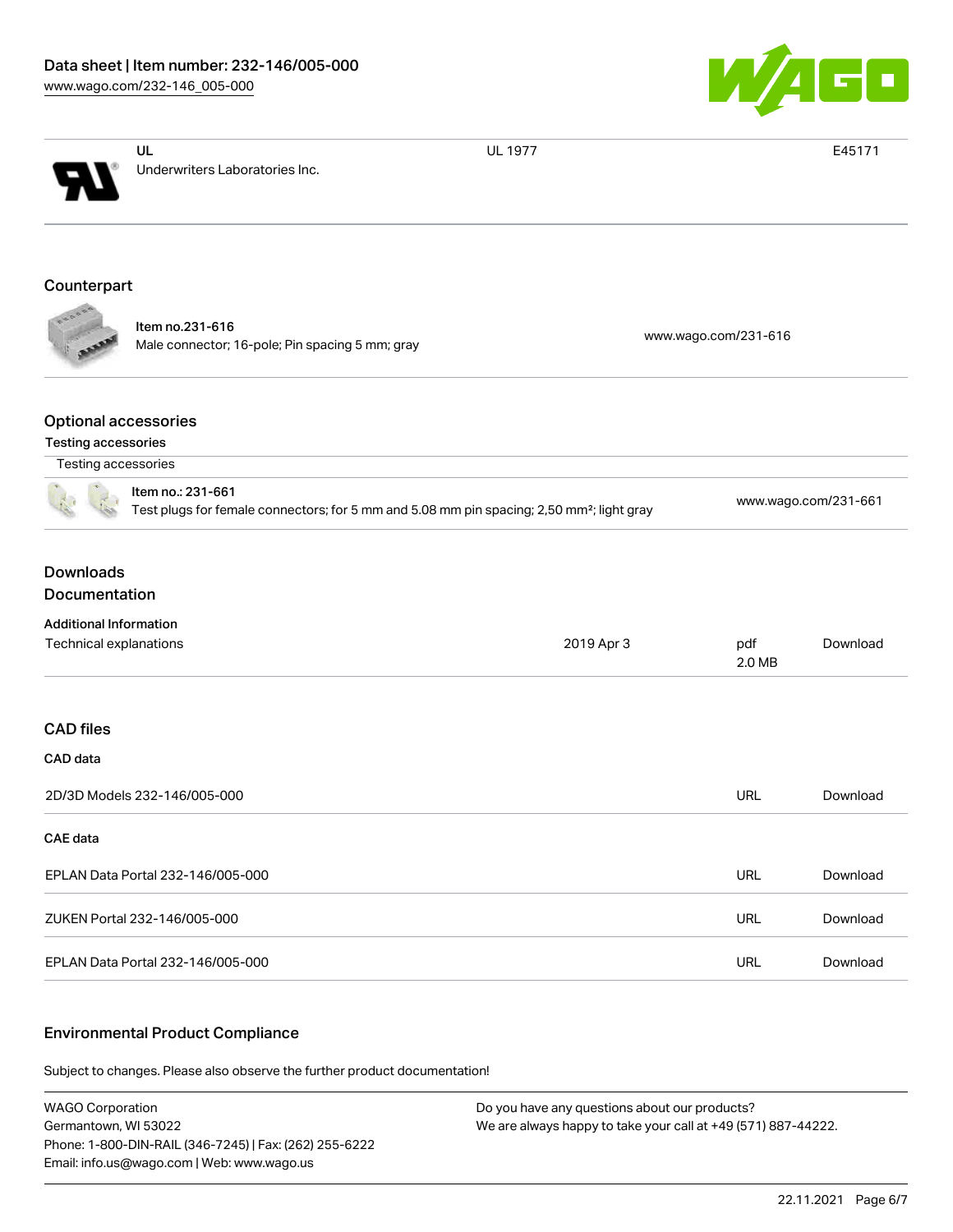| UL<br>Underwriters Laboratories Inc. | UL 1977 | E45171 |
| --- | --- | --- |

## Counterpart

| Item no.231-616<br>Male connector; 16-pole; Pin spacing 5 mm; gray | www.wago.com/231-616 |
| --- | --- |

## Optional accessories

### Testing accessories

| Testing accessories | |
| --- | --- |
| Item no.: 231-661<br>Test plugs for female connectors; for 5 mm and 5.08 mm pin spacing; 2,50 mm²; light gray | www.wago.com/231-661 |

## Downloads

### Documentation

| Additional Information | | | |
| --- | --- | --- | --- |
| Technical explanations | 2019 Apr 3 | pdf<br>2.0 MB | Download |

## CAD files

### CAD data

| | | |
| --- | --- | --- |
| 2D/3D Models 232-146/005-000 | URL | Download |

### CAE data

| | | |
| --- | --- | --- |
| EPLAN Data Portal 232-146/005-000 | URL | Download |
| ZUKEN Portal 232-146/005-000 | URL | Download |
| EPLAN Data Portal 232-146/005-000 | URL | Download |

## Environmental Product Compliance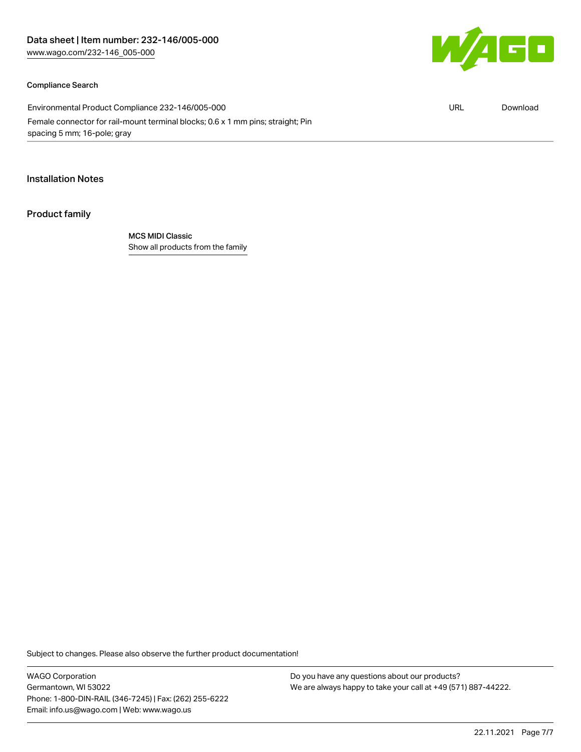#### Compliance Search

| | | |
|---|---|---|
| Environmental Product Compliance 232-146/005-000 | URL | Download |
| Female connector for rail-mount terminal blocks; 0.6 x 1 mm pins; straight; Pin spacing 5 mm; 16-pole; gray | | |

## Installation Notes

## Product family

**MCS MIDI Classic**
Show all products from the family

Subject to changes. Please also observe the further product documentation!

WAGO Corporation
Germantown, WI 53022
Phone: 1-800-DIN-RAIL (346-7245) | Fax: (262) 255-6222
Email: info.us@wago.com | Web: www.wago.us

Do you have any questions about our products?
We are always happy to take your call at +49 (571) 887-44222.